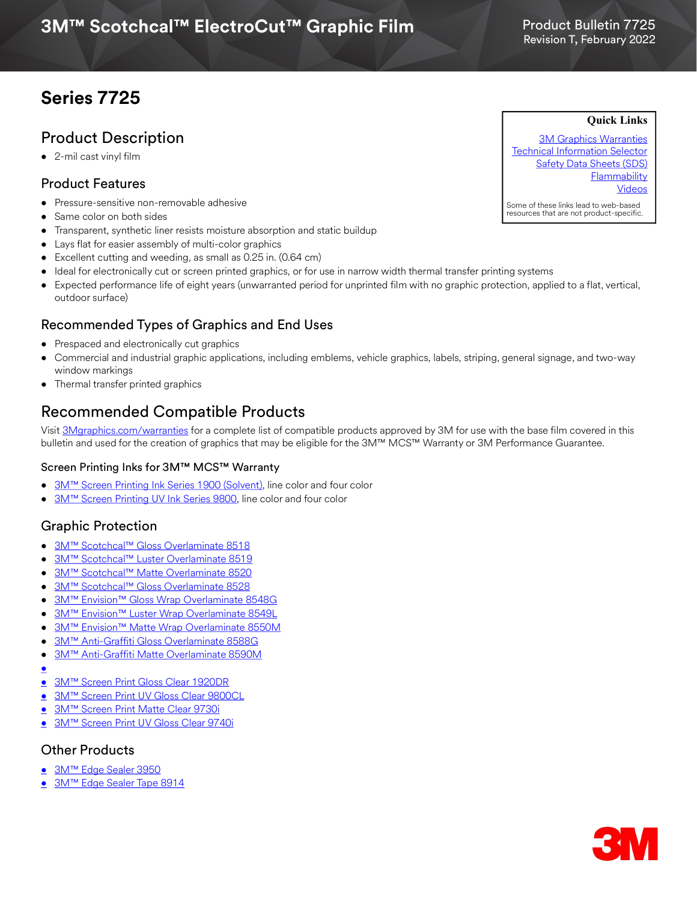# 3M™ Scotchcal™ ElectroCut™ Graphic Film

Product Bulletin 7725
Revision T, February 2022

## Series 7725

**Quick Links**

3M Graphics Warranties
Technical Information Selector
Safety Data Sheets (SDS)
Flammability
Videos

Some of these links lead to web-based resources that are not product-specific.

### Product Description

- 2-mil cast vinyl film

### Product Features

- Pressure-sensitive non-removable adhesive
- Same color on both sides
- Transparent, synthetic liner resists moisture absorption and static buildup
- Lays flat for easier assembly of multi-color graphics
- Excellent cutting and weeding, as small as 0.25 in. (0.64 cm)
- Ideal for electronically cut or screen printed graphics, or for use in narrow width thermal transfer printing systems
- Expected performance life of eight years (unwarranted period for unprinted film with no graphic protection, applied to a flat, vertical, outdoor surface)

### Recommended Types of Graphics and End Uses

- Prespaced and electronically cut graphics
- Commercial and industrial graphic applications, including emblems, vehicle graphics, labels, striping, general signage, and two-way window markings
- Thermal transfer printed graphics

## Recommended Compatible Products

Visit 3Mgraphics.com/warranties for a complete list of compatible products approved by 3M for use with the base film covered in this bulletin and used for the creation of graphics that may be eligible for the 3M™ MCS™ Warranty or 3M Performance Guarantee.

### Screen Printing Inks for 3M™ MCS™ Warranty

- 3M™ Screen Printing Ink Series 1900 (Solvent), line color and four color
- 3M™ Screen Printing UV Ink Series 9800, line color and four color

### Graphic Protection

- 3M™ Scotchcal™ Gloss Overlaminate 8518
- 3M™ Scotchcal™ Luster Overlaminate 8519
- 3M™ Scotchcal™ Matte Overlaminate 8520
- 3M™ Scotchcal™ Gloss Overlaminate 8528
- 3M™ Envision™ Gloss Wrap Overlaminate 8548G
- 3M™ Envision™ Luster Wrap Overlaminate 8549L
- 3M™ Envision™ Matte Wrap Overlaminate 8550M
- 3M™ Anti-Graffiti Gloss Overlaminate 8588G
- 3M™ Anti-Graffiti Matte Overlaminate 8590M
- 
- 3M™ Screen Print Gloss Clear 1920DR
- 3M™ Screen Print UV Gloss Clear 9800CL
- 3M™ Screen Print Matte Clear 9730i
- 3M™ Screen Print UV Gloss Clear 9740i

### Other Products

- 3M™ Edge Sealer 3950
- 3M™ Edge Sealer Tape 8914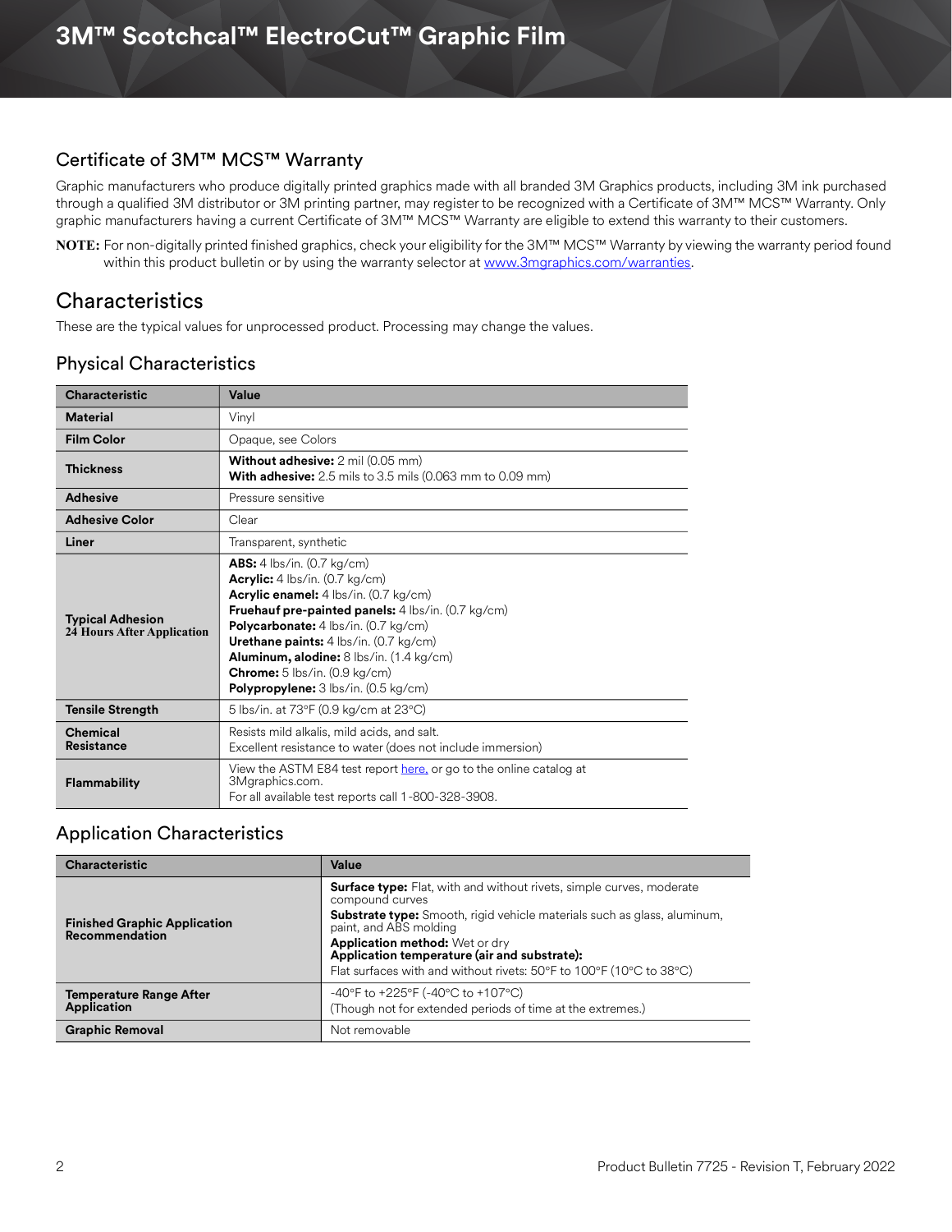# 3M™ Scotchcal™ ElectroCut™ Graphic Film

## Certificate of 3M™ MCS™ Warranty

Graphic manufacturers who produce digitally printed graphics made with all branded 3M Graphics products, including 3M ink purchased through a qualified 3M distributor or 3M printing partner, may register to be recognized with a Certificate of 3M™ MCS™ Warranty. Only graphic manufacturers having a current Certificate of 3M™ MCS™ Warranty are eligible to extend this warranty to their customers.

**NOTE:** For non-digitally printed finished graphics, check your eligibility for the 3M™ MCS™ Warranty by viewing the warranty period found within this product bulletin or by using the warranty selector at [www.3mgraphics.com/warranties](www.3mgraphics.com/warranties).

## Characteristics

These are the typical values for unprocessed product. Processing may change the values.

### Physical Characteristics

| Characteristic | Value |
|---|---|
| **Material** | Vinyl |
| **Film Color** | Opaque, see Colors |
| **Thickness** | **Without adhesive:** 2 mil (0.05 mm)<br>**With adhesive:** 2.5 mils to 3.5 mils (0.063 mm to 0.09 mm) |
| **Adhesive** | Pressure sensitive |
| **Adhesive Color** | Clear |
| **Liner** | Transparent, synthetic |
| **Typical Adhesion 24 Hours After Application** | **ABS:** 4 lbs/in. (0.7 kg/cm)<br>**Acrylic:** 4 lbs/in. (0.7 kg/cm)<br>**Acrylic enamel:** 4 lbs/in. (0.7 kg/cm)<br>**Fruehauf pre-painted panels:** 4 lbs/in. (0.7 kg/cm)<br>**Polycarbonate:** 4 lbs/in. (0.7 kg/cm)<br>**Urethane paints:** 4 lbs/in. (0.7 kg/cm)<br>**Aluminum, alodine:** 8 lbs/in. (1.4 kg/cm)<br>**Chrome:** 5 lbs/in. (0.9 kg/cm)<br>**Polypropylene:** 3 lbs/in. (0.5 kg/cm) |
| **Tensile Strength** | 5 lbs/in. at 73°F (0.9 kg/cm at 23°C) |
| **Chemical Resistance** | Resists mild alkalis, mild acids, and salt.<br>Excellent resistance to water (does not include immersion) |
| **Flammability** | View the ASTM E84 test report here, or go to the online catalog at 3Mgraphics.com.<br>For all available test reports call 1-800-328-3908. |

### Application Characteristics

| Characteristic | Value |
|---|---|
| **Finished Graphic Application Recommendation** | **Surface type:** Flat, with and without rivets, simple curves, moderate compound curves<br>**Substrate type:** Smooth, rigid vehicle materials such as glass, aluminum, paint, and ABS molding<br>**Application method:** Wet or dry<br>**Application temperature (air and substrate):**<br>Flat surfaces with and without rivets: 50°F to 100°F (10°C to 38°C) |
| **Temperature Range After Application** | -40°F to +225°F (-40°C to +107°C)<br>(Though not for extended periods of time at the extremes.) |
| **Graphic Removal** | Not removable |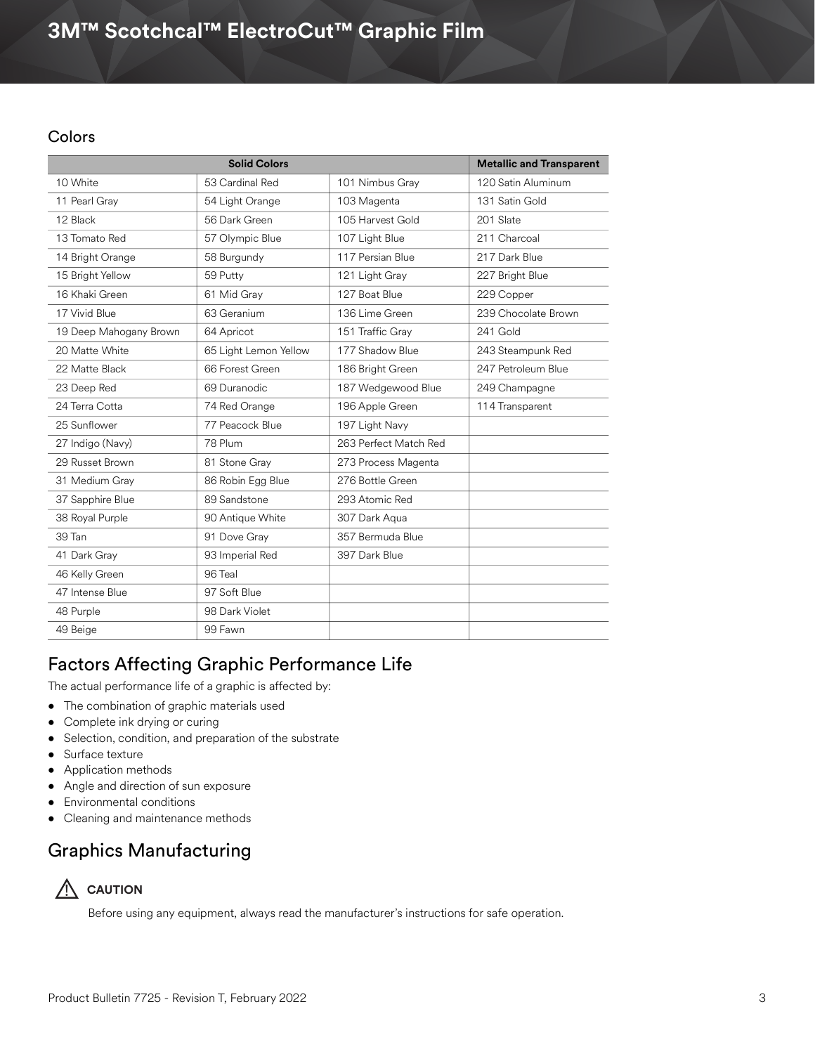## Colors

| Solid Colors | | | Metallic and Transparent |
|---|---|---|---|
| 10 White | 53 Cardinal Red | 101 Nimbus Gray | 120 Satin Aluminum |
| 11 Pearl Gray | 54 Light Orange | 103 Magenta | 131 Satin Gold |
| 12 Black | 56 Dark Green | 105 Harvest Gold | 201 Slate |
| 13 Tomato Red | 57 Olympic Blue | 107 Light Blue | 211 Charcoal |
| 14 Bright Orange | 58 Burgundy | 117 Persian Blue | 217 Dark Blue |
| 15 Bright Yellow | 59 Putty | 121 Light Gray | 227 Bright Blue |
| 16 Khaki Green | 61 Mid Gray | 127 Boat Blue | 229 Copper |
| 17 Vivid Blue | 63 Geranium | 136 Lime Green | 239 Chocolate Brown |
| 19 Deep Mahogany Brown | 64 Apricot | 151 Traffic Gray | 241 Gold |
| 20 Matte White | 65 Light Lemon Yellow | 177 Shadow Blue | 243 Steampunk Red |
| 22 Matte Black | 66 Forest Green | 186 Bright Green | 247 Petroleum Blue |
| 23 Deep Red | 69 Duranodic | 187 Wedgewood Blue | 249 Champagne |
| 24 Terra Cotta | 74 Red Orange | 196 Apple Green | 114 Transparent |
| 25 Sunflower | 77 Peacock Blue | 197 Light Navy | |
| 27 Indigo (Navy) | 78 Plum | 263 Perfect Match Red | |
| 29 Russet Brown | 81 Stone Gray | 273 Process Magenta | |
| 31 Medium Gray | 86 Robin Egg Blue | 276 Bottle Green | |
| 37 Sapphire Blue | 89 Sandstone | 293 Atomic Red | |
| 38 Royal Purple | 90 Antique White | 307 Dark Aqua | |
| 39 Tan | 91 Dove Gray | 357 Bermuda Blue | |
| 41 Dark Gray | 93 Imperial Red | 397 Dark Blue | |
| 46 Kelly Green | 96 Teal | | |
| 47 Intense Blue | 97 Soft Blue | | |
| 48 Purple | 98 Dark Violet | | |
| 49 Beige | 99 Fawn | | |

## Factors Affecting Graphic Performance Life

The actual performance life of a graphic is affected by:

- The combination of graphic materials used
- Complete ink drying or curing
- Selection, condition, and preparation of the substrate
- Surface texture
- Application methods
- Angle and direction of sun exposure
- Environmental conditions
- Cleaning and maintenance methods

## Graphics Manufacturing

⚠ **CAUTION**

Before using any equipment, always read the manufacturer's instructions for safe operation.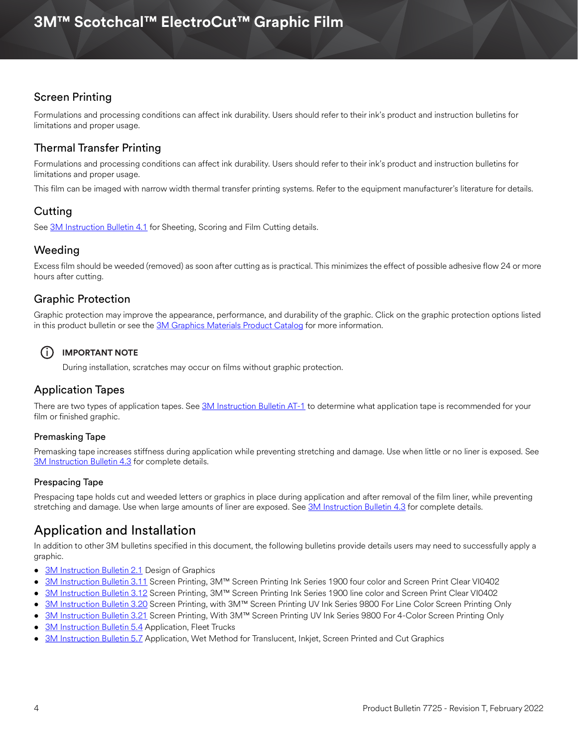## Screen Printing

Formulations and processing conditions can affect ink durability. Users should refer to their ink's product and instruction bulletins for limitations and proper usage.

## Thermal Transfer Printing

Formulations and processing conditions can affect ink durability. Users should refer to their ink's product and instruction bulletins for limitations and proper usage.

This film can be imaged with narrow width thermal transfer printing systems. Refer to the equipment manufacturer's literature for details.

## Cutting

See 3M Instruction Bulletin 4.1 for Sheeting, Scoring and Film Cutting details.

## Weeding

Excess film should be weeded (removed) as soon after cutting as is practical. This minimizes the effect of possible adhesive flow 24 or more hours after cutting.

## Graphic Protection

Graphic protection may improve the appearance, performance, and durability of the graphic. Click on the graphic protection options listed in this product bulletin or see the 3M Graphics Materials Product Catalog for more information.

**IMPORTANT NOTE**

During installation, scratches may occur on films without graphic protection.

## Application Tapes

There are two types of application tapes. See 3M Instruction Bulletin AT-1 to determine what application tape is recommended for your film or finished graphic.

### Premasking Tape

Premasking tape increases stiffness during application while preventing stretching and damage. Use when little or no liner is exposed. See 3M Instruction Bulletin 4.3 for complete details.

### Prespacing Tape

Prespacing tape holds cut and weeded letters or graphics in place during application and after removal of the film liner, while preventing stretching and damage. Use when large amounts of liner are exposed. See 3M Instruction Bulletin 4.3 for complete details.

# Application and Installation

In addition to other 3M bulletins specified in this document, the following bulletins provide details users may need to successfully apply a graphic.

- 3M Instruction Bulletin 2.1 Design of Graphics
- 3M Instruction Bulletin 3.11 Screen Printing, 3M™ Screen Printing Ink Series 1900 four color and Screen Print Clear VI0402
- 3M Instruction Bulletin 3.12 Screen Printing, 3M™ Screen Printing Ink Series 1900 line color and Screen Print Clear VI0402
- 3M Instruction Bulletin 3.20 Screen Printing, with 3M™ Screen Printing UV Ink Series 9800 For Line Color Screen Printing Only
- 3M Instruction Bulletin 3.21 Screen Printing, With 3M™ Screen Printing UV Ink Series 9800 For 4-Color Screen Printing Only
- 3M Instruction Bulletin 5.4 Application, Fleet Trucks
- 3M Instruction Bulletin 5.7 Application, Wet Method for Translucent, Inkjet, Screen Printed and Cut Graphics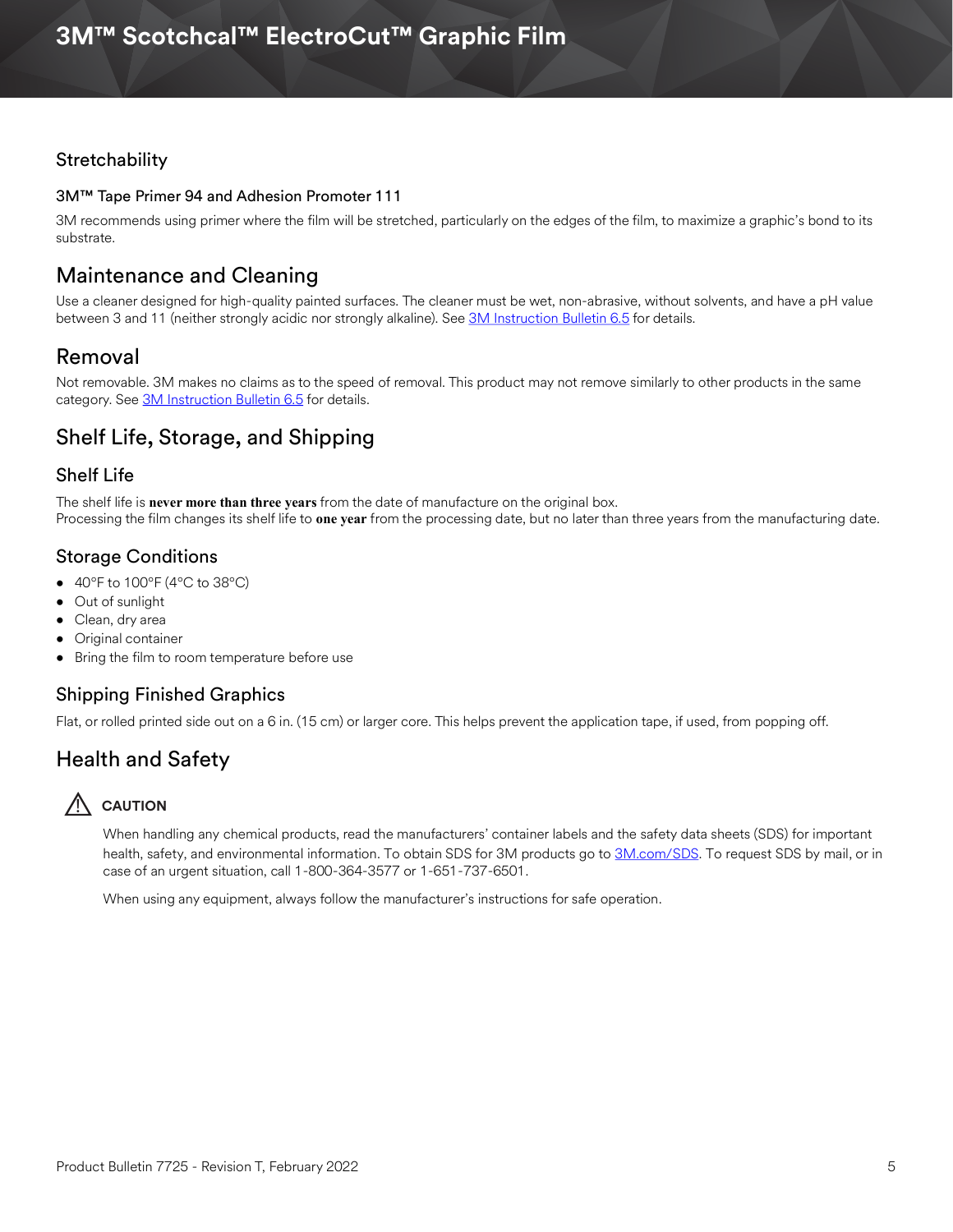## Stretchability

### 3M™ Tape Primer 94 and Adhesion Promoter 111

3M recommends using primer where the film will be stretched, particularly on the edges of the film, to maximize a graphic's bond to its substrate.

## Maintenance and Cleaning

Use a cleaner designed for high-quality painted surfaces. The cleaner must be wet, non-abrasive, without solvents, and have a pH value between 3 and 11 (neither strongly acidic nor strongly alkaline). See 3M Instruction Bulletin 6.5 for details.

## Removal

Not removable. 3M makes no claims as to the speed of removal. This product may not remove similarly to other products in the same category. See 3M Instruction Bulletin 6.5 for details.

## Shelf Life, Storage, and Shipping

### Shelf Life

The shelf life is **never more than three years** from the date of manufacture on the original box.
Processing the film changes its shelf life to **one year** from the processing date, but no later than three years from the manufacturing date.

### Storage Conditions

- 40°F to 100°F (4°C to 38°C)
- Out of sunlight
- Clean, dry area
- Original container
- Bring the film to room temperature before use

### Shipping Finished Graphics

Flat, or rolled printed side out on a 6 in. (15 cm) or larger core. This helps prevent the application tape, if used, from popping off.

## Health and Safety

⚠ **CAUTION**

When handling any chemical products, read the manufacturers' container labels and the safety data sheets (SDS) for important health, safety, and environmental information. To obtain SDS for 3M products go to 3M.com/SDS. To request SDS by mail, or in case of an urgent situation, call 1-800-364-3577 or 1-651-737-6501.

When using any equipment, always follow the manufacturer's instructions for safe operation.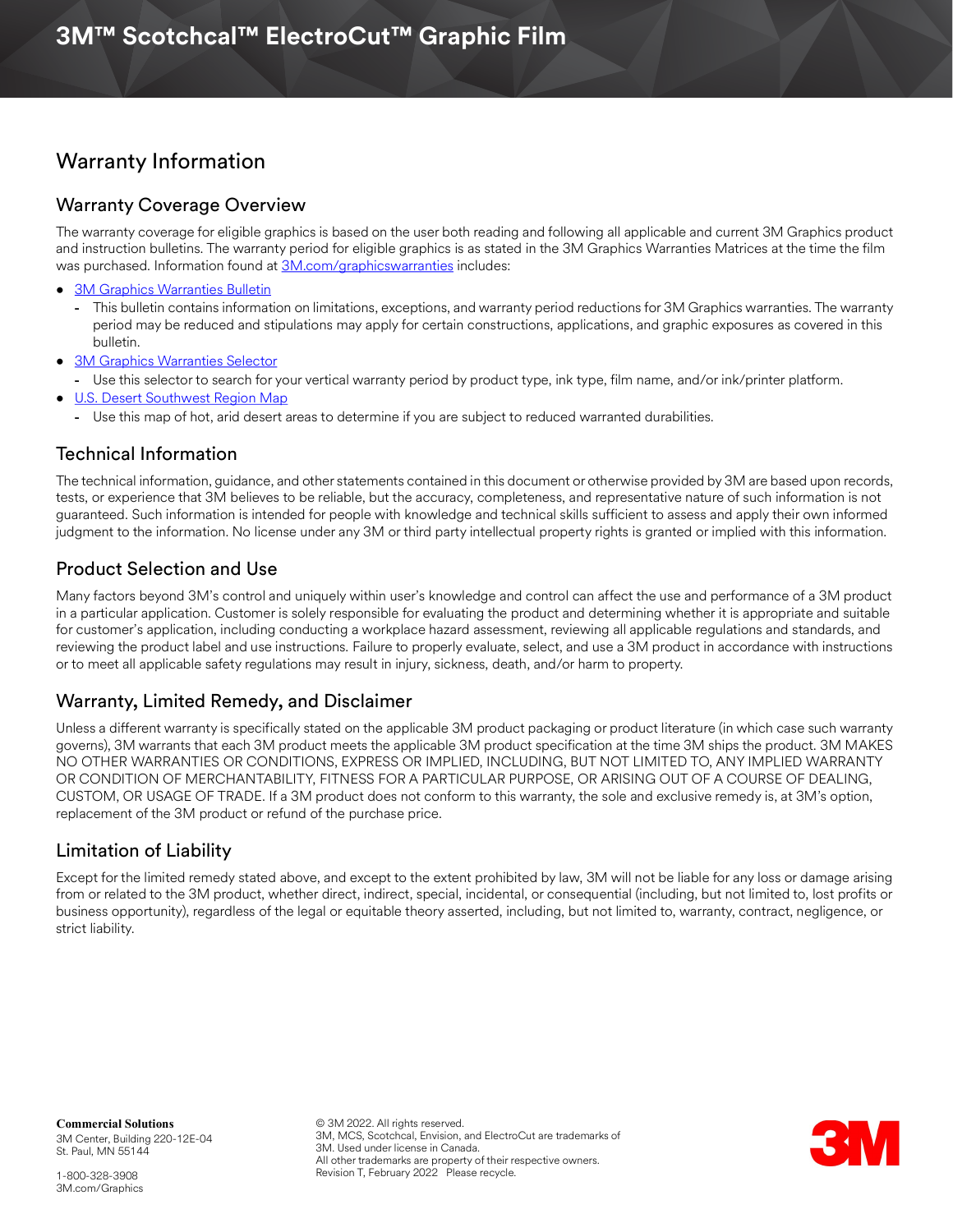# 3M™ Scotchcal™ ElectroCut™ Graphic Film

## Warranty Information

### Warranty Coverage Overview

The warranty coverage for eligible graphics is based on the user both reading and following all applicable and current 3M Graphics product and instruction bulletins. The warranty period for eligible graphics is as stated in the 3M Graphics Warranties Matrices at the time the film was purchased. Information found at 3M.com/graphicswarranties includes:

- 3M Graphics Warranties Bulletin
  - This bulletin contains information on limitations, exceptions, and warranty period reductions for 3M Graphics warranties. The warranty period may be reduced and stipulations may apply for certain constructions, applications, and graphic exposures as covered in this bulletin.
- 3M Graphics Warranties Selector
  - Use this selector to search for your vertical warranty period by product type, ink type, film name, and/or ink/printer platform.
- U.S. Desert Southwest Region Map
  - Use this map of hot, arid desert areas to determine if you are subject to reduced warranted durabilities.

### Technical Information

The technical information, guidance, and other statements contained in this document or otherwise provided by 3M are based upon records, tests, or experience that 3M believes to be reliable, but the accuracy, completeness, and representative nature of such information is not guaranteed. Such information is intended for people with knowledge and technical skills sufficient to assess and apply their own informed judgment to the information. No license under any 3M or third party intellectual property rights is granted or implied with this information.

### Product Selection and Use

Many factors beyond 3M's control and uniquely within user's knowledge and control can affect the use and performance of a 3M product in a particular application. Customer is solely responsible for evaluating the product and determining whether it is appropriate and suitable for customer's application, including conducting a workplace hazard assessment, reviewing all applicable regulations and standards, and reviewing the product label and use instructions. Failure to properly evaluate, select, and use a 3M product in accordance with instructions or to meet all applicable safety regulations may result in injury, sickness, death, and/or harm to property.

### Warranty, Limited Remedy, and Disclaimer

Unless a different warranty is specifically stated on the applicable 3M product packaging or product literature (in which case such warranty governs), 3M warrants that each 3M product meets the applicable 3M product specification at the time 3M ships the product. 3M MAKES NO OTHER WARRANTIES OR CONDITIONS, EXPRESS OR IMPLIED, INCLUDING, BUT NOT LIMITED TO, ANY IMPLIED WARRANTY OR CONDITION OF MERCHANTABILITY, FITNESS FOR A PARTICULAR PURPOSE, OR ARISING OUT OF A COURSE OF DEALING, CUSTOM, OR USAGE OF TRADE. If a 3M product does not conform to this warranty, the sole and exclusive remedy is, at 3M's option, replacement of the 3M product or refund of the purchase price.

### Limitation of Liability

Except for the limited remedy stated above, and except to the extent prohibited by law, 3M will not be liable for any loss or damage arising from or related to the 3M product, whether direct, indirect, special, incidental, or consequential (including, but not limited to, lost profits or business opportunity), regardless of the legal or equitable theory asserted, including, but not limited to, warranty, contract, negligence, or strict liability.

**Commercial Solutions**
3M Center, Building 220-12E-04
St. Paul, MN 55144

1-800-328-3908
3M.com/Graphics

© 3M 2022. All rights reserved.
3M, MCS, Scotchcal, Envision, and ElectroCut are trademarks of 3M. Used under license in Canada.
All other trademarks are property of their respective owners.
Revision T, February 2022 Please recycle.